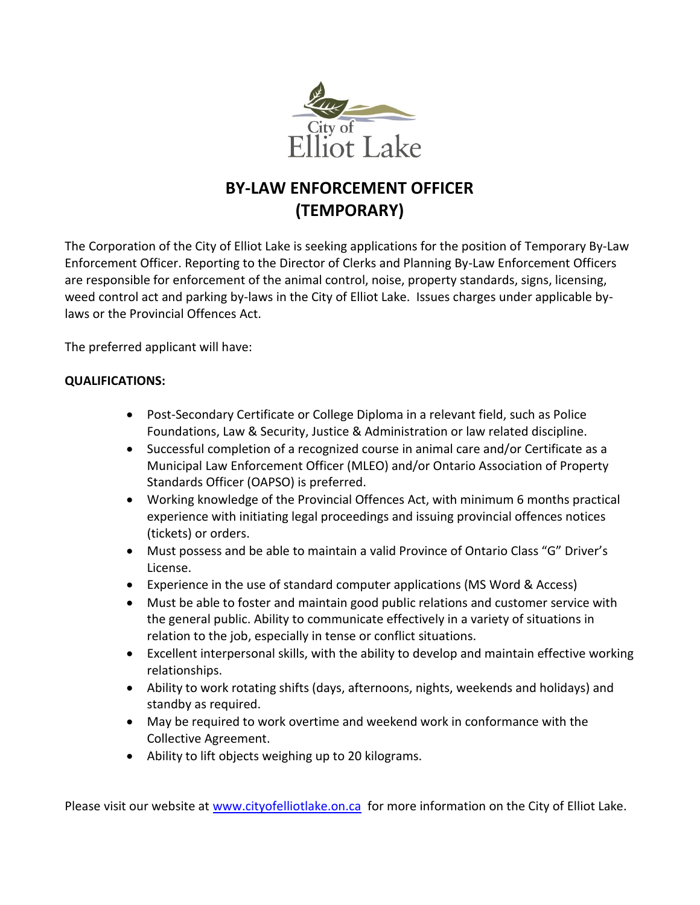City of Elliot Lake

# BY-LAW ENFORCEMENT OFFICER (TEMPORARY)

The Corporation of the City of Elliot Lake is seeking applications for the position of Temporary By-Law Enforcement Officer. Reporting to the Director of Clerks and Planning By-Law Enforcement Officers are responsible for enforcement of the animal control, noise, property standards, signs, licensing, weed control act and parking by-laws in the City of Elliot Lake. Issues charges under applicable by-laws or the Provincial Offences Act.

The preferred applicant will have:

**QUALIFICATIONS:**

- Post-Secondary Certificate or College Diploma in a relevant field, such as Police Foundations, Law & Security, Justice & Administration or law related discipline.
- Successful completion of a recognized course in animal care and/or Certificate as a Municipal Law Enforcement Officer (MLEO) and/or Ontario Association of Property Standards Officer (OAPSO) is preferred.
- Working knowledge of the Provincial Offences Act, with minimum 6 months practical experience with initiating legal proceedings and issuing provincial offences notices (tickets) or orders.
- Must possess and be able to maintain a valid Province of Ontario Class "G" Driver's License.
- Experience in the use of standard computer applications (MS Word & Access)
- Must be able to foster and maintain good public relations and customer service with the general public. Ability to communicate effectively in a variety of situations in relation to the job, especially in tense or conflict situations.
- Excellent interpersonal skills, with the ability to develop and maintain effective working relationships.
- Ability to work rotating shifts (days, afternoons, nights, weekends and holidays) and standby as required.
- May be required to work overtime and weekend work in conformance with the Collective Agreement.
- Ability to lift objects weighing up to 20 kilograms.

Please visit our website at [www.cityofelliotlake.on.ca](http://www.cityofelliotlake.on.ca) for more information on the City of Elliot Lake.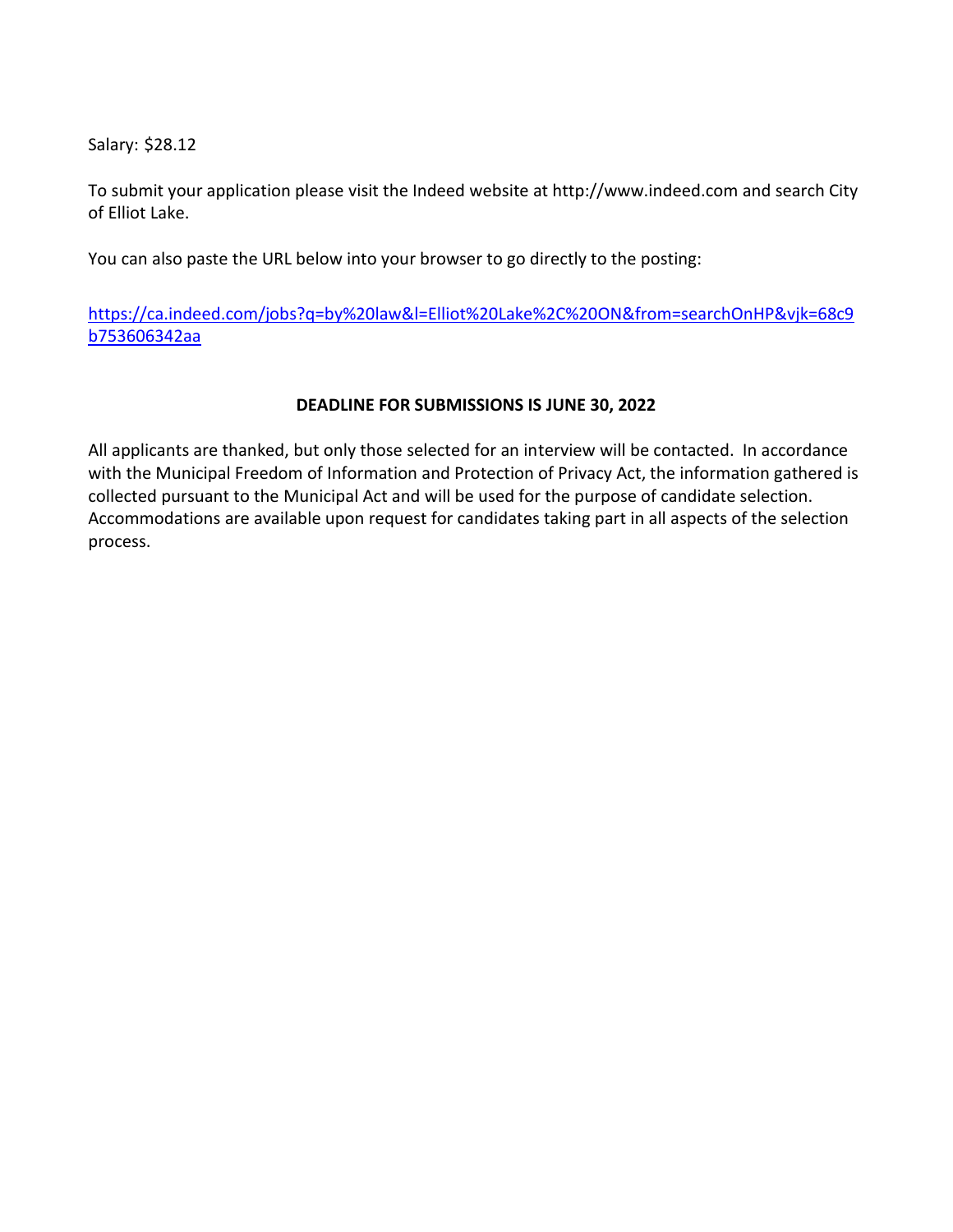Salary: $28.12

To submit your application please visit the Indeed website at http://www.indeed.com and search City of Elliot Lake.

You can also paste the URL below into your browser to go directly to the posting:

https://ca.indeed.com/jobs?q=by%20law&l=Elliot%20Lake%2C%20ON&from=searchOnHP&vjk=68c9b753606342aa

**DEADLINE FOR SUBMISSIONS IS JUNE 30, 2022**

All applicants are thanked, but only those selected for an interview will be contacted. In accordance with the Municipal Freedom of Information and Protection of Privacy Act, the information gathered is collected pursuant to the Municipal Act and will be used for the purpose of candidate selection. Accommodations are available upon request for candidates taking part in all aspects of the selection process.